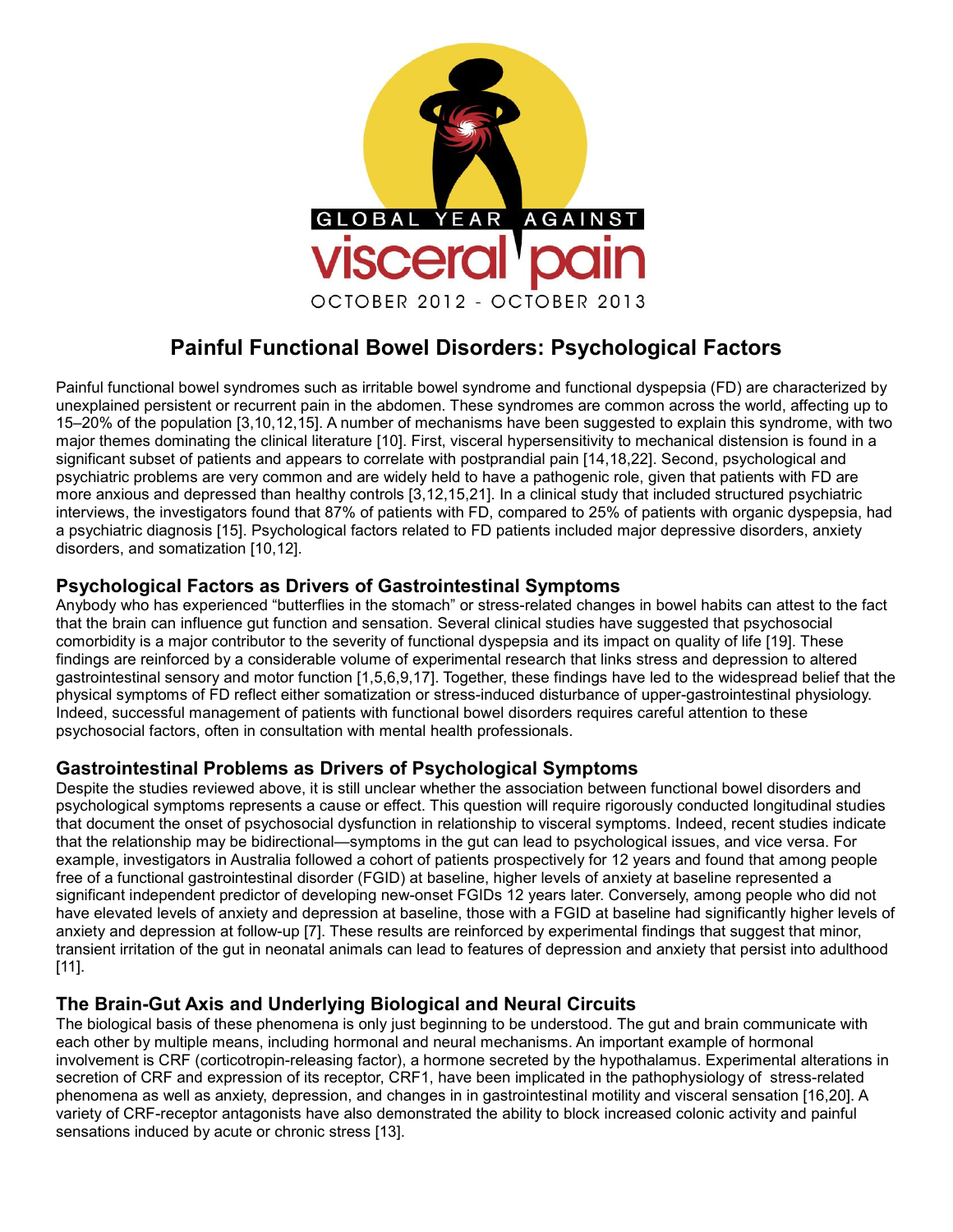GLOBAL YEAR AGAINST

visceral pain

OCTOBER 2012 - OCTOBER 2013

# Painful Functional Bowel Disorders: Psychological Factors

Painful functional bowel syndromes such as irritable bowel syndrome and functional dyspepsia (FD) are characterized by unexplained persistent or recurrent pain in the abdomen. These syndromes are common across the world, affecting up to 15–20% of the population [3,10,12,15]. A number of mechanisms have been suggested to explain this syndrome, with two major themes dominating the clinical literature [10]. First, visceral hypersensitivity to mechanical distension is found in a significant subset of patients and appears to correlate with postprandial pain [14,18,22]. Second, psychological and psychiatric problems are very common and are widely held to have a pathogenic role, given that patients with FD are more anxious and depressed than healthy controls [3,12,15,21]. In a clinical study that included structured psychiatric interviews, the investigators found that 87% of patients with FD, compared to 25% of patients with organic dyspepsia, had a psychiatric diagnosis [15]. Psychological factors related to FD patients included major depressive disorders, anxiety disorders, and somatization [10,12].

## Psychological Factors as Drivers of Gastrointestinal Symptoms

Anybody who has experienced “butterflies in the stomach” or stress-related changes in bowel habits can attest to the fact that the brain can influence gut function and sensation. Several clinical studies have suggested that psychosocial comorbidity is a major contributor to the severity of functional dyspepsia and its impact on quality of life [19]. These findings are reinforced by a considerable volume of experimental research that links stress and depression to altered gastrointestinal sensory and motor function [1,5,6,9,17]. Together, these findings have led to the widespread belief that the physical symptoms of FD reflect either somatization or stress-induced disturbance of upper-gastrointestinal physiology. Indeed, successful management of patients with functional bowel disorders requires careful attention to these psychosocial factors, often in consultation with mental health professionals.

## Gastrointestinal Problems as Drivers of Psychological Symptoms

Despite the studies reviewed above, it is still unclear whether the association between functional bowel disorders and psychological symptoms represents a cause or effect. This question will require rigorously conducted longitudinal studies that document the onset of psychosocial dysfunction in relationship to visceral symptoms. Indeed, recent studies indicate that the relationship may be bidirectional—symptoms in the gut can lead to psychological issues, and vice versa. For example, investigators in Australia followed a cohort of patients prospectively for 12 years and found that among people free of a functional gastrointestinal disorder (FGID) at baseline, higher levels of anxiety at baseline represented a significant independent predictor of developing new-onset FGIDs 12 years later. Conversely, among people who did not have elevated levels of anxiety and depression at baseline, those with a FGID at baseline had significantly higher levels of anxiety and depression at follow-up [7]. These results are reinforced by experimental findings that suggest that minor, transient irritation of the gut in neonatal animals can lead to features of depression and anxiety that persist into adulthood [11].

## The Brain-Gut Axis and Underlying Biological and Neural Circuits

The biological basis of these phenomena is only just beginning to be understood. The gut and brain communicate with each other by multiple means, including hormonal and neural mechanisms. An important example of hormonal involvement is CRF (corticotropin-releasing factor), a hormone secreted by the hypothalamus. Experimental alterations in secretion of CRF and expression of its receptor, CRF1, have been implicated in the pathophysiology of stress-related phenomena as well as anxiety, depression, and changes in in gastrointestinal motility and visceral sensation [16,20]. A variety of CRF-receptor antagonists have also demonstrated the ability to block increased colonic activity and painful sensations induced by acute or chronic stress [13].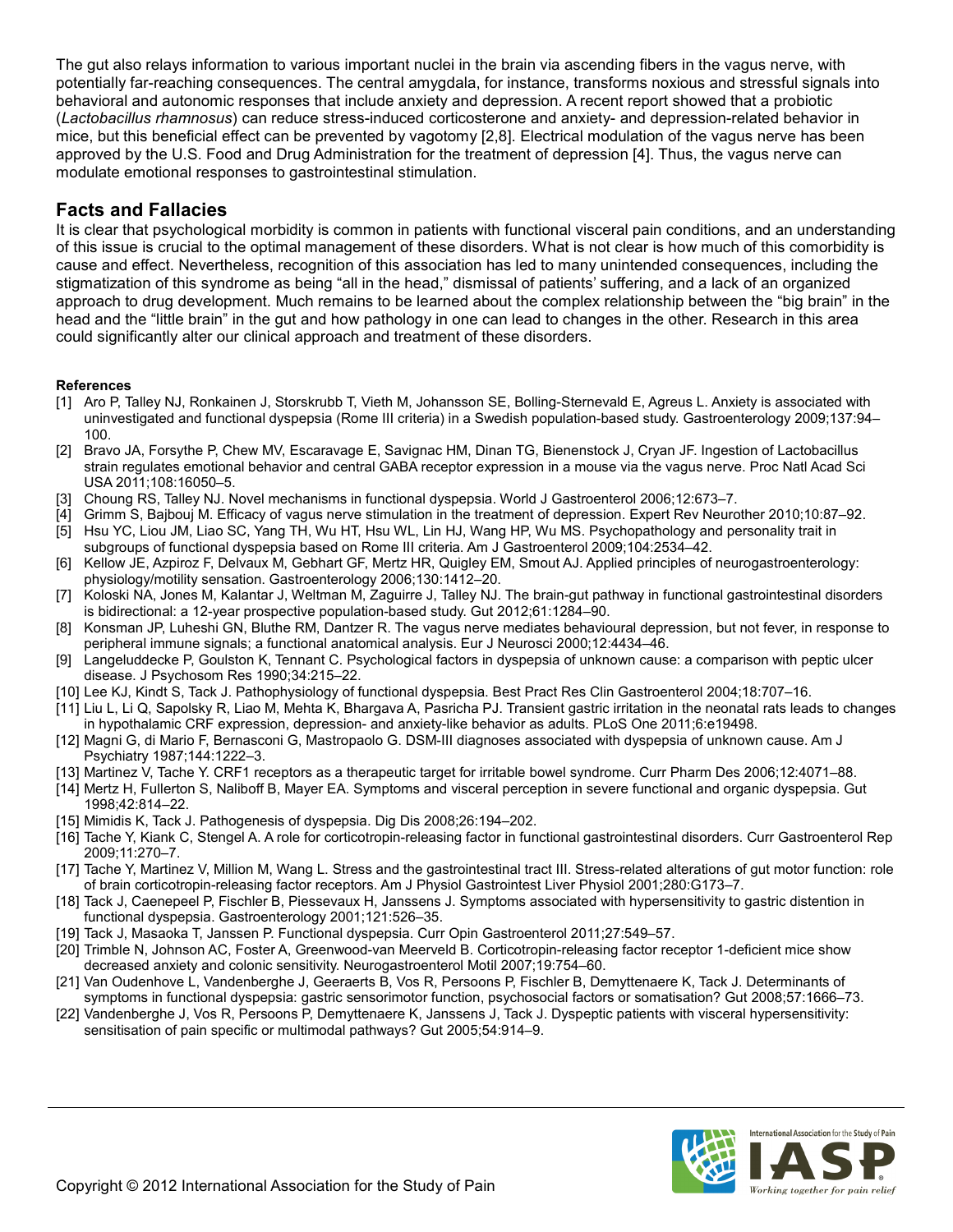The gut also relays information to various important nuclei in the brain via ascending fibers in the vagus nerve, with potentially far-reaching consequences. The central amygdala, for instance, transforms noxious and stressful signals into behavioral and autonomic responses that include anxiety and depression. A recent report showed that a probiotic (*Lactobacillus rhamnosus*) can reduce stress-induced corticosterone and anxiety- and depression-related behavior in mice, but this beneficial effect can be prevented by vagotomy [2,8]. Electrical modulation of the vagus nerve has been approved by the U.S. Food and Drug Administration for the treatment of depression [4]. Thus, the vagus nerve can modulate emotional responses to gastrointestinal stimulation.

## Facts and Fallacies

It is clear that psychological morbidity is common in patients with functional visceral pain conditions, and an understanding of this issue is crucial to the optimal management of these disorders. What is not clear is how much of this comorbidity is cause and effect. Nevertheless, recognition of this association has led to many unintended consequences, including the stigmatization of this syndrome as being "all in the head," dismissal of patients' suffering, and a lack of an organized approach to drug development. Much remains to be learned about the complex relationship between the "big brain" in the head and the "little brain" in the gut and how pathology in one can lead to changes in the other. Research in this area could significantly alter our clinical approach and treatment of these disorders.

**References**

[1] Aro P, Talley NJ, Ronkainen J, Storskrubb T, Vieth M, Johansson SE, Bolling-Sternevald E, Agreus L. Anxiety is associated with uninvestigated and functional dyspepsia (Rome III criteria) in a Swedish population-based study. Gastroenterology 2009;137:94–100.

[2] Bravo JA, Forsythe P, Chew MV, Escaravage E, Savignac HM, Dinan TG, Bienenstock J, Cryan JF. Ingestion of Lactobacillus strain regulates emotional behavior and central GABA receptor expression in a mouse via the vagus nerve. Proc Natl Acad Sci USA 2011;108:16050–5.

[3] Choung RS, Talley NJ. Novel mechanisms in functional dyspepsia. World J Gastroenterol 2006;12:673–7.

[4] Grimm S, Bajbouj M. Efficacy of vagus nerve stimulation in the treatment of depression. Expert Rev Neurother 2010;10:87–92.

[5] Hsu YC, Liou JM, Liao SC, Yang TH, Wu HT, Hsu WL, Lin HJ, Wang HP, Wu MS. Psychopathology and personality trait in subgroups of functional dyspepsia based on Rome III criteria. Am J Gastroenterol 2009;104:2534–42.

[6] Kellow JE, Azpiroz F, Delvaux M, Gebhart GF, Mertz HR, Quigley EM, Smout AJ. Applied principles of neurogastroenterology: physiology/motility sensation. Gastroenterology 2006;130:1412–20.

[7] Koloski NA, Jones M, Kalantar J, Weltman M, Zaguirre J, Talley NJ. The brain-gut pathway in functional gastrointestinal disorders is bidirectional: a 12-year prospective population-based study. Gut 2012;61:1284–90.

[8] Konsman JP, Luheshi GN, Bluthe RM, Dantzer R. The vagus nerve mediates behavioural depression, but not fever, in response to peripheral immune signals; a functional anatomical analysis. Eur J Neurosci 2000;12:4434–46.

[9] Langeluddecke P, Goulston K, Tennant C. Psychological factors in dyspepsia of unknown cause: a comparison with peptic ulcer disease. J Psychosom Res 1990;34:215–22.

[10] Lee KJ, Kindt S, Tack J. Pathophysiology of functional dyspepsia. Best Pract Res Clin Gastroenterol 2004;18:707–16.

[11] Liu L, Li Q, Sapolsky R, Liao M, Mehta K, Bhargava A, Pasricha PJ. Transient gastric irritation in the neonatal rats leads to changes in hypothalamic CRF expression, depression- and anxiety-like behavior as adults. PLoS One 2011;6:e19498.

[12] Magni G, di Mario F, Bernasconi G, Mastropaolo G. DSM-III diagnoses associated with dyspepsia of unknown cause. Am J Psychiatry 1987;144:1222–3.

[13] Martinez V, Tache Y. CRF1 receptors as a therapeutic target for irritable bowel syndrome. Curr Pharm Des 2006;12:4071–88.

[14] Mertz H, Fullerton S, Naliboff B, Mayer EA. Symptoms and visceral perception in severe functional and organic dyspepsia. Gut 1998;42:814–22.

[15] Mimidis K, Tack J. Pathogenesis of dyspepsia. Dig Dis 2008;26:194–202.

[16] Tache Y, Kiank C, Stengel A. A role for corticotropin-releasing factor in functional gastrointestinal disorders. Curr Gastroenterol Rep 2009;11:270–7.

[17] Tache Y, Martinez V, Million M, Wang L. Stress and the gastrointestinal tract III. Stress-related alterations of gut motor function: role of brain corticotropin-releasing factor receptors. Am J Physiol Gastrointest Liver Physiol 2001;280:G173–7.

[18] Tack J, Caenepeel P, Fischler B, Piessevaux H, Janssens J. Symptoms associated with hypersensitivity to gastric distention in functional dyspepsia. Gastroenterology 2001;121:526–35.

[19] Tack J, Masaoka T, Janssen P. Functional dyspepsia. Curr Opin Gastroenterol 2011;27:549–57.

[20] Trimble N, Johnson AC, Foster A, Greenwood-van Meerveld B. Corticotropin-releasing factor receptor 1-deficient mice show decreased anxiety and colonic sensitivity. Neurogastroenterol Motil 2007;19:754–60.

[21] Van Oudenhove L, Vandenberghe J, Geeraerts B, Vos R, Persoons P, Fischler B, Demyttenaere K, Tack J. Determinants of symptoms in functional dyspepsia: gastric sensorimotor function, psychosocial factors or somatisation? Gut 2008;57:1666–73.

[22] Vandenberghe J, Vos R, Persoons P, Demyttenaere K, Janssens J, Tack J. Dyspeptic patients with visceral hypersensitivity: sensitisation of pain specific or multimodal pathways? Gut 2005;54:914–9.

Copyright © 2012 International Association for the Study of Pain